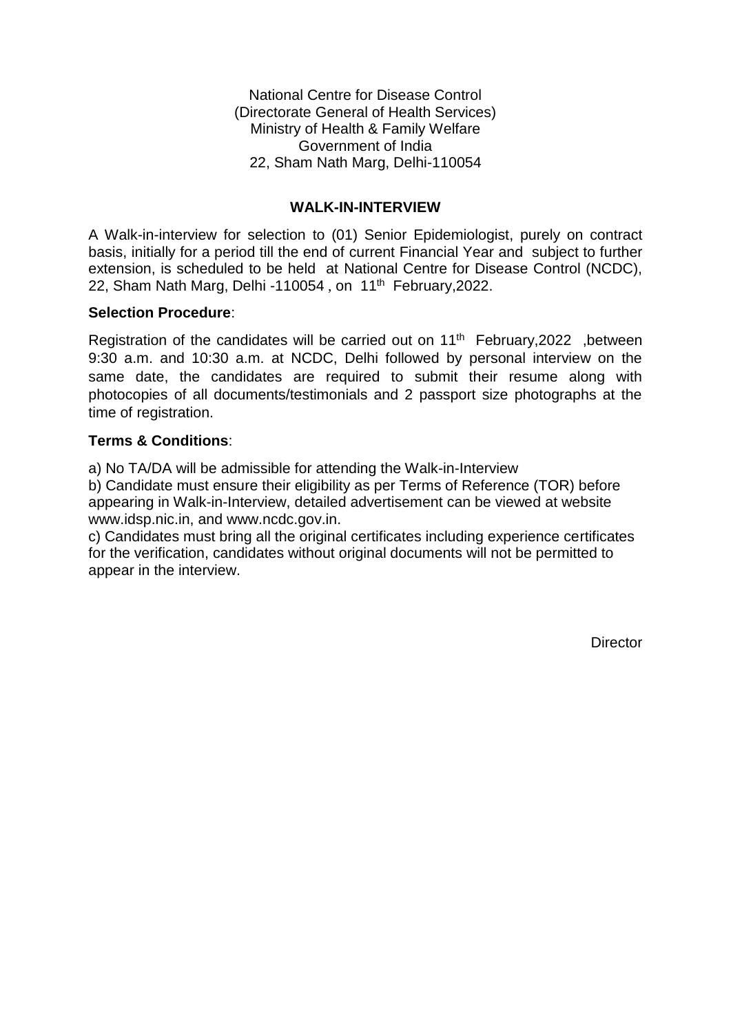National Centre for Disease Control
(Directorate General of Health Services)
Ministry of Health & Family Welfare
Government of India
22, Sham Nath Marg, Delhi-110054

## WALK-IN-INTERVIEW

A Walk-in-interview for selection to (01) Senior Epidemiologist, purely on contract basis, initially for a period till the end of current Financial Year and subject to further extension, is scheduled to be held at National Centre for Disease Control (NCDC), 22, Sham Nath Marg, Delhi -110054 , on 11th February,2022.

**Selection Procedure**:

Registration of the candidates will be carried out on 11th February,2022 ,between 9:30 a.m. and 10:30 a.m. at NCDC, Delhi followed by personal interview on the same date, the candidates are required to submit their resume along with photocopies of all documents/testimonials and 2 passport size photographs at the time of registration.

**Terms & Conditions**:

a) No TA/DA will be admissible for attending the Walk-in-Interview
b) Candidate must ensure their eligibility as per Terms of Reference (TOR) before appearing in Walk-in-Interview, detailed advertisement can be viewed at website www.idsp.nic.in, and www.ncdc.gov.in.
c) Candidates must bring all the original certificates including experience certificates for the verification, candidates without original documents will not be permitted to appear in the interview.

Director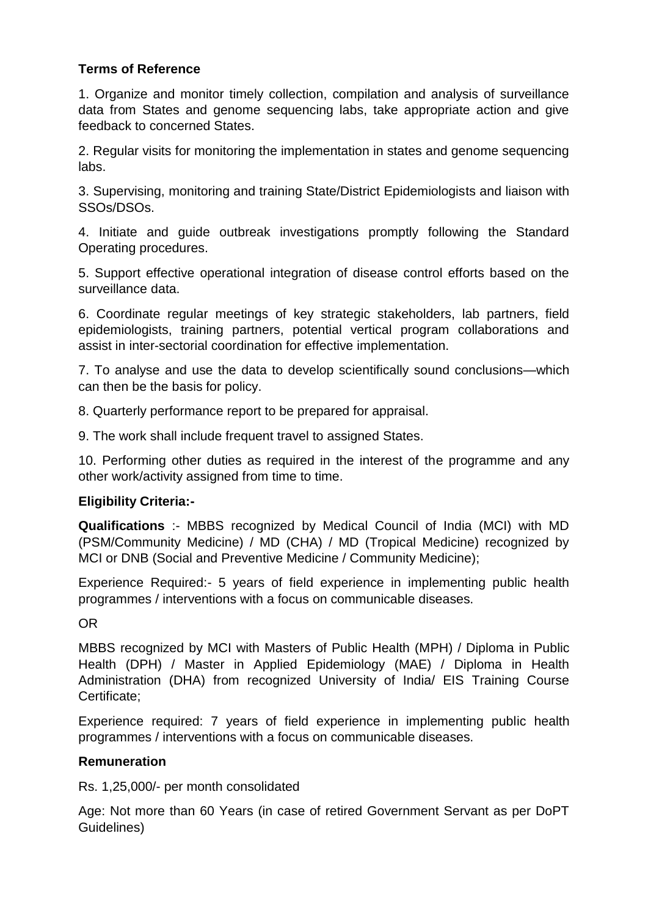**Terms of Reference**

1. Organize and monitor timely collection, compilation and analysis of surveillance data from States and genome sequencing labs, take appropriate action and give feedback to concerned States.

2. Regular visits for monitoring the implementation in states and genome sequencing labs.

3. Supervising, monitoring and training State/District Epidemiologists and liaison with SSOs/DSOs.

4. Initiate and guide outbreak investigations promptly following the Standard Operating procedures.

5. Support effective operational integration of disease control efforts based on the surveillance data.

6. Coordinate regular meetings of key strategic stakeholders, lab partners, field epidemiologists, training partners, potential vertical program collaborations and assist in inter-sectorial coordination for effective implementation.

7. To analyse and use the data to develop scientifically sound conclusions—which can then be the basis for policy.

8. Quarterly performance report to be prepared for appraisal.

9. The work shall include frequent travel to assigned States.

10. Performing other duties as required in the interest of the programme and any other work/activity assigned from time to time.

**Eligibility Criteria:-**

**Qualifications** :- MBBS recognized by Medical Council of India (MCI) with MD (PSM/Community Medicine) / MD (CHA) / MD (Tropical Medicine) recognized by MCI or DNB (Social and Preventive Medicine / Community Medicine);

Experience Required:- 5 years of field experience in implementing public health programmes / interventions with a focus on communicable diseases.

OR

MBBS recognized by MCI with Masters of Public Health (MPH) / Diploma in Public Health (DPH) / Master in Applied Epidemiology (MAE) / Diploma in Health Administration (DHA) from recognized University of India/ EIS Training Course Certificate;

Experience required: 7 years of field experience in implementing public health programmes / interventions with a focus on communicable diseases.

**Remuneration**

Rs. 1,25,000/- per month consolidated

Age: Not more than 60 Years (in case of retired Government Servant as per DoPT Guidelines)